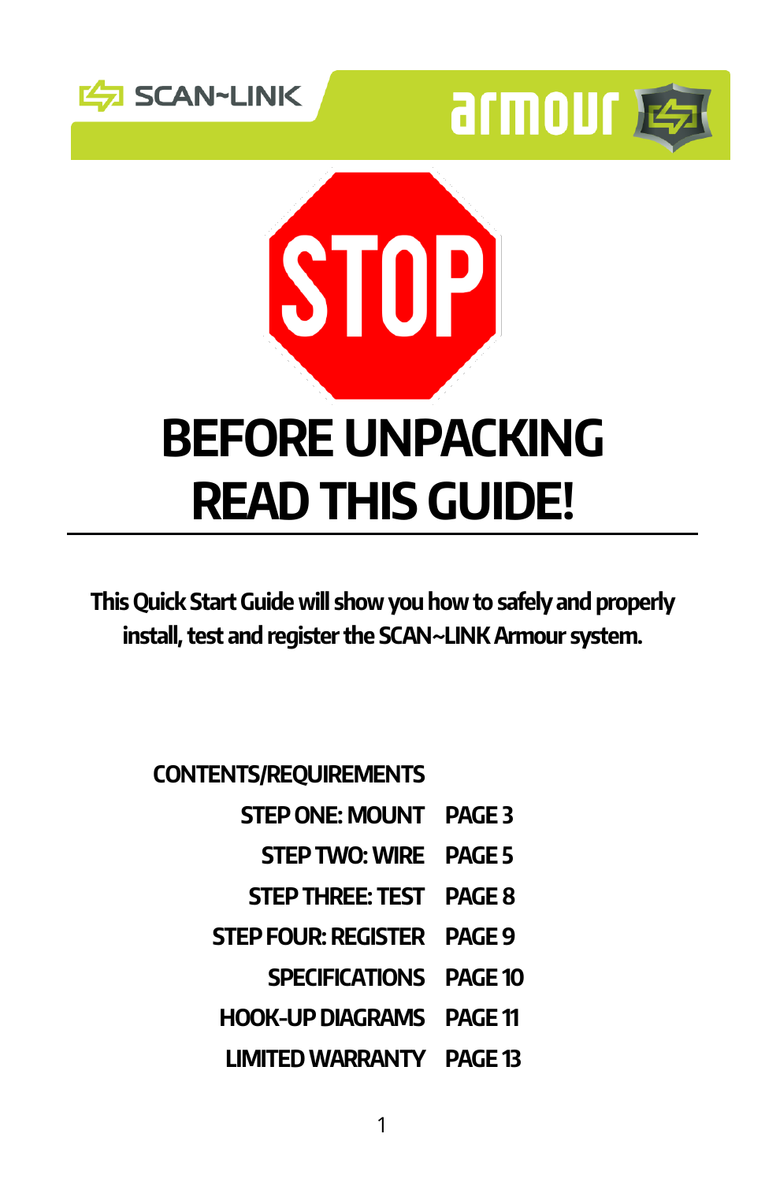SCAN~LINK

armour

STOP

# BEFORE UNPACKING READ THIS GUIDE!

**This Quick Start Guide will show you how to safely and properly install, test and register the SCAN~LINK Armour system.**

**CONTENTS/REQUIREMENTS**

| | |
|---|---|
| STEP ONE: MOUNT | PAGE 3 |
| STEP TWO: WIRE | PAGE 5 |
| STEP THREE: TEST | PAGE 8 |
| STEP FOUR: REGISTER | PAGE 9 |
| SPECIFICATIONS | PAGE 10 |
| HOOK-UP DIAGRAMS | PAGE 11 |
| LIMITED WARRANTY | PAGE 13 |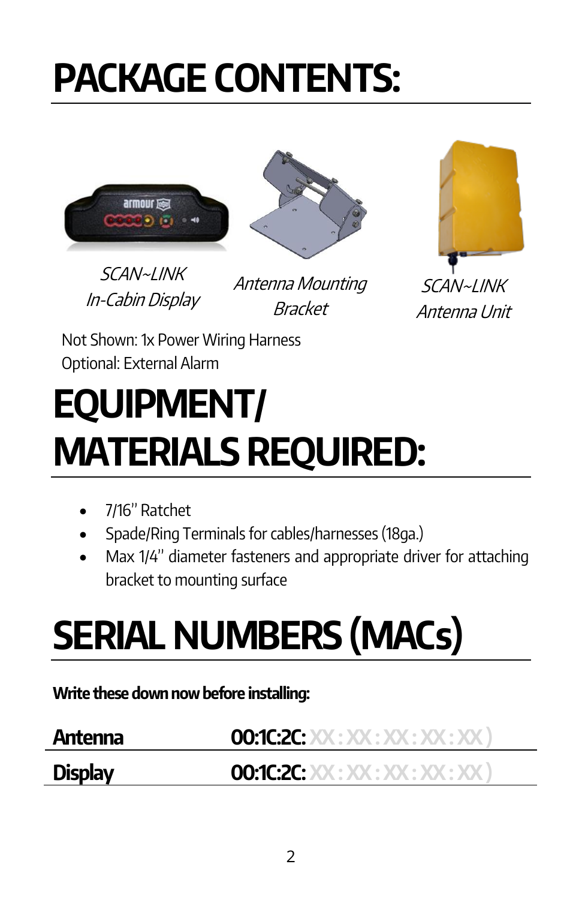# PACKAGE CONTENTS:

*SCAN~LINK In-Cabin Display*

*Antenna Mounting Bracket*

*SCAN~LINK Antenna Unit*

Not Shown: 1x Power Wiring Harness
Optional: External Alarm

# EQUIPMENT/ MATERIALS REQUIRED:

- 7/16'' Ratchet
- Spade/Ring Terminals for cables/harnesses (18ga.)
- Max 1/4'' diameter fasteners and appropriate driver for attaching bracket to mounting surface

# SERIAL NUMBERS (MACs)

**Write these down now before installing:**

| | |
|---|---|
| **Antenna** | **00:1C:2C:** XX : XX : XX : XX : XX ) |
| **Display** | **00:1C:2C:** XX : XX : XX : XX : XX ) |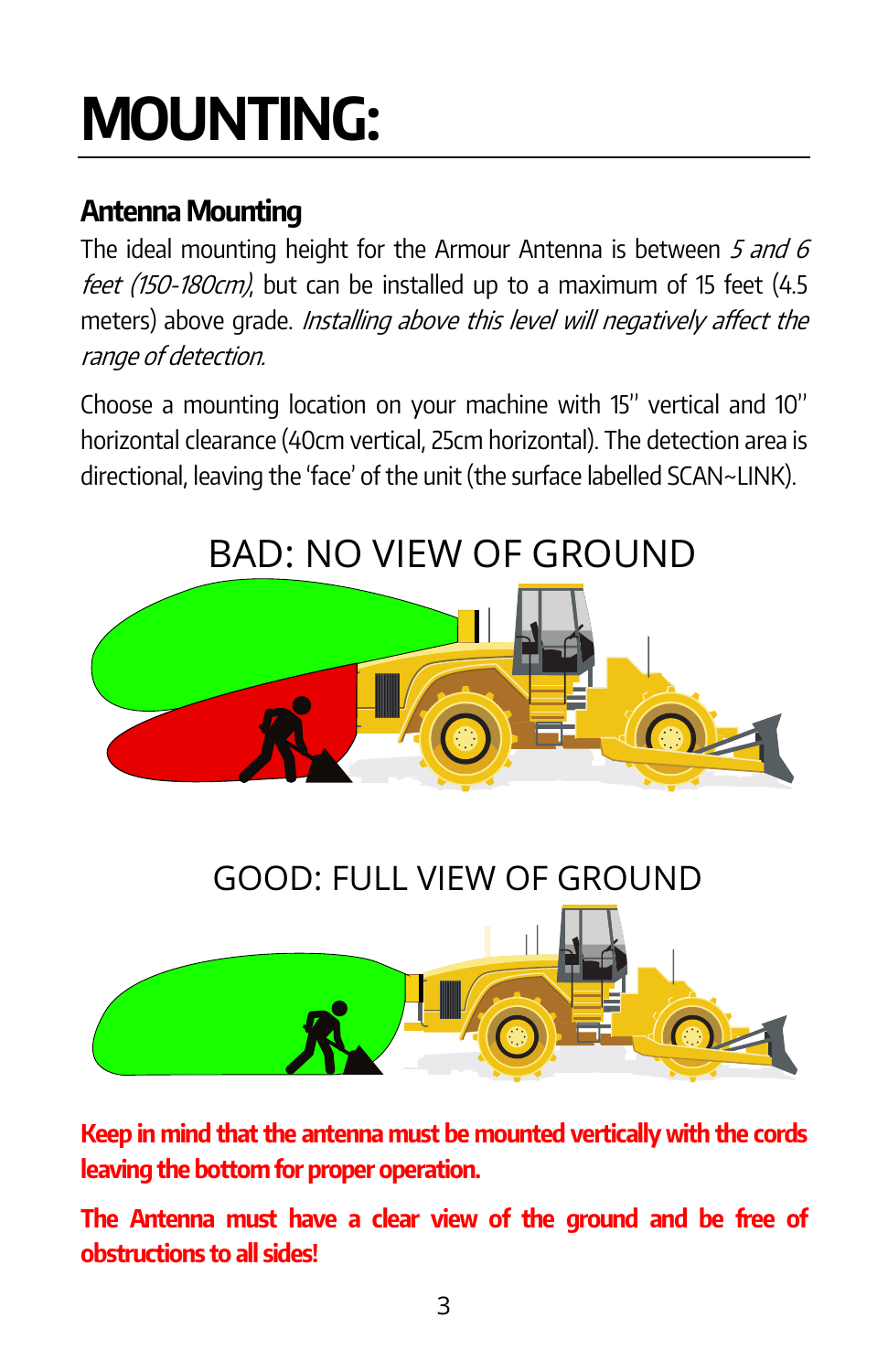# MOUNTING:

## Antenna Mounting

The ideal mounting height for the Armour Antenna is between *5 and 6 feet (150-180cm)*, but can be installed up to a maximum of 15 feet (4.5 meters) above grade. *Installing above this level will negatively affect the range of detection.*

Choose a mounting location on your machine with 15" vertical and 10" horizontal clearance (40cm vertical, 25cm horizontal). The detection area is directional, leaving the 'face' of the unit (the surface labelled SCAN~LINK).

BAD: NO VIEW OF GROUND

GOOD: FULL VIEW OF GROUND

**Keep in mind that the antenna must be mounted vertically with the cords leaving the bottom for proper operation.**

**The Antenna must have a clear view of the ground and be free of obstructions to all sides!**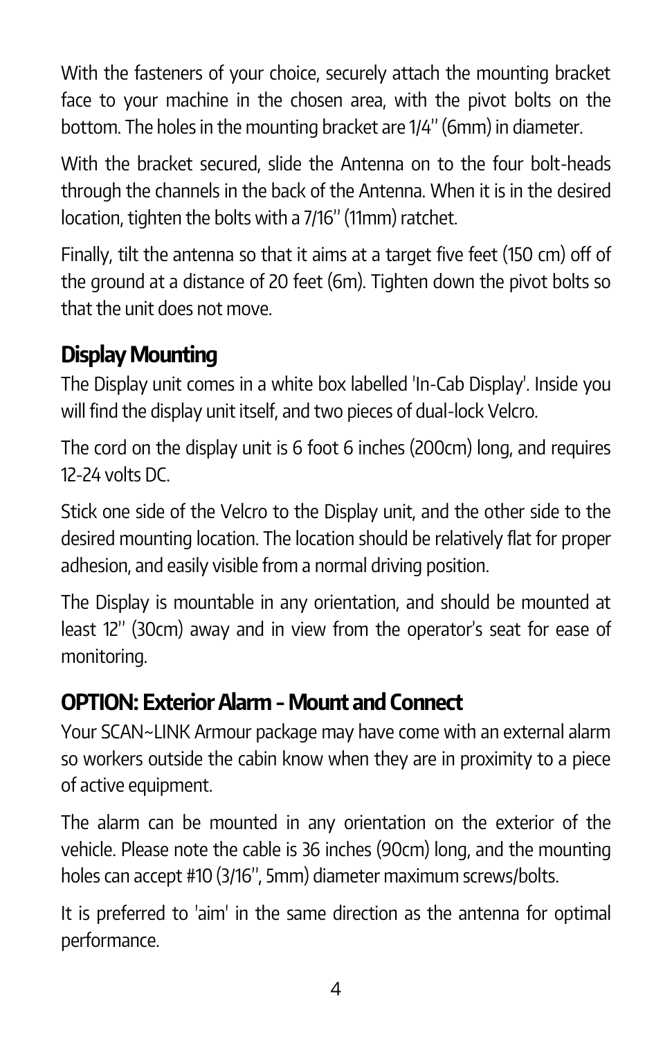With the fasteners of your choice, securely attach the mounting bracket face to your machine in the chosen area, with the pivot bolts on the bottom. The holes in the mounting bracket are 1/4'' (6mm) in diameter.

With the bracket secured, slide the Antenna on to the four bolt-heads through the channels in the back of the Antenna. When it is in the desired location, tighten the bolts with a 7/16'' (11mm) ratchet.

Finally, tilt the antenna so that it aims at a target five feet (150 cm) off of the ground at a distance of 20 feet (6m). Tighten down the pivot bolts so that the unit does not move.

## Display Mounting

The Display unit comes in a white box labelled 'In-Cab Display'. Inside you will find the display unit itself, and two pieces of dual-lock Velcro.

The cord on the display unit is 6 foot 6 inches (200cm) long, and requires 12-24 volts DC.

Stick one side of the Velcro to the Display unit, and the other side to the desired mounting location. The location should be relatively flat for proper adhesion, and easily visible from a normal driving position.

The Display is mountable in any orientation, and should be mounted at least 12'' (30cm) away and in view from the operator's seat for ease of monitoring.

## OPTION: Exterior Alarm - Mount and Connect

Your SCAN~LINK Armour package may have come with an external alarm so workers outside the cabin know when they are in proximity to a piece of active equipment.

The alarm can be mounted in any orientation on the exterior of the vehicle. Please note the cable is 36 inches (90cm) long, and the mounting holes can accept #10 (3/16'', 5mm) diameter maximum screws/bolts.

It is preferred to 'aim' in the same direction as the antenna for optimal performance.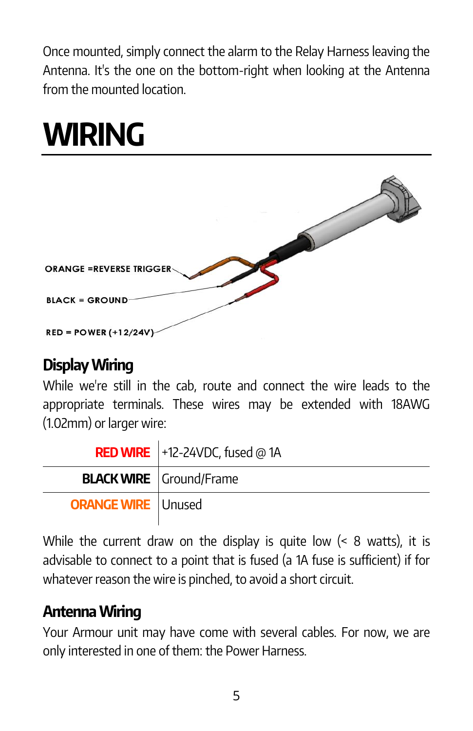Once mounted, simply connect the alarm to the Relay Harness leaving the Antenna. It's the one on the bottom-right when looking at the Antenna from the mounted location.

# WIRING

ORANGE =REVERSE TRIGGER

BLACK = GROUND

RED = POWER (+12/24V)

## Display Wiring

While we're still in the cab, route and connect the wire leads to the appropriate terminals. These wires may be extended with 18AWG (1.02mm) or larger wire:

| | |
|---|---|
| **RED WIRE** | +12-24VDC, fused @ 1A |
| **BLACK WIRE** | Ground/Frame |
| **ORANGE WIRE** | Unused |

While the current draw on the display is quite low (< 8 watts), it is advisable to connect to a point that is fused (a 1A fuse is sufficient) if for whatever reason the wire is pinched, to avoid a short circuit.

## Antenna Wiring

Your Armour unit may have come with several cables. For now, we are only interested in one of them: the Power Harness.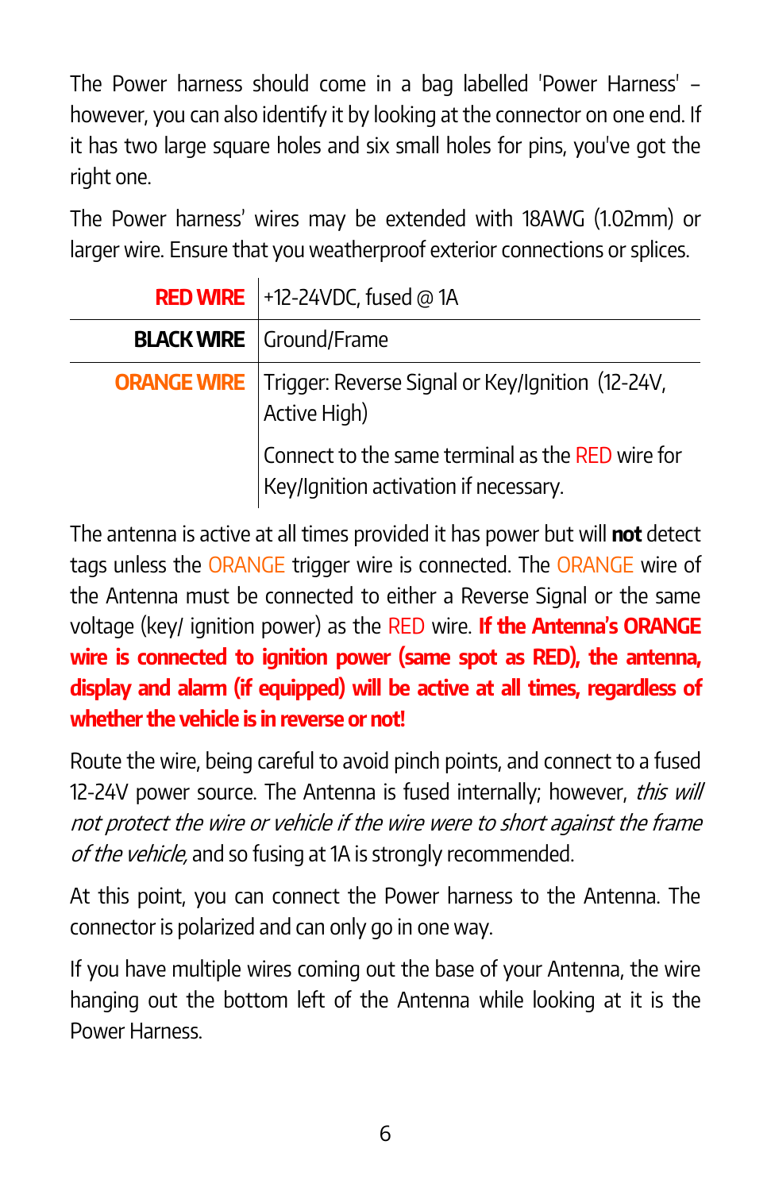The Power harness should come in a bag labelled 'Power Harness' – however, you can also identify it by looking at the connector on one end. If it has two large square holes and six small holes for pins, you've got the right one.

The Power harness' wires may be extended with 18AWG (1.02mm) or larger wire. Ensure that you weatherproof exterior connections or splices.

| | |
|---|---|
| **RED WIRE** | +12-24VDC, fused @ 1A |
| **BLACK WIRE** | Ground/Frame |
| **ORANGE WIRE** | Trigger: Reverse Signal or Key/Ignition (12-24V, Active High)<br><br>Connect to the same terminal as the RED wire for Key/Ignition activation if necessary. |

The antenna is active at all times provided it has power but will **not** detect tags unless the ORANGE trigger wire is connected. The ORANGE wire of the Antenna must be connected to either a Reverse Signal or the same voltage (key/ ignition power) as the RED wire. **If the Antenna's ORANGE wire is connected to ignition power (same spot as RED), the antenna, display and alarm (if equipped) will be active at all times, regardless of whether the vehicle is in reverse or not!**

Route the wire, being careful to avoid pinch points, and connect to a fused 12-24V power source. The Antenna is fused internally; however, *this will not protect the wire or vehicle if the wire were to short against the frame of the vehicle,* and so fusing at 1A is strongly recommended.

At this point, you can connect the Power harness to the Antenna. The connector is polarized and can only go in one way.

If you have multiple wires coming out the base of your Antenna, the wire hanging out the bottom left of the Antenna while looking at it is the Power Harness.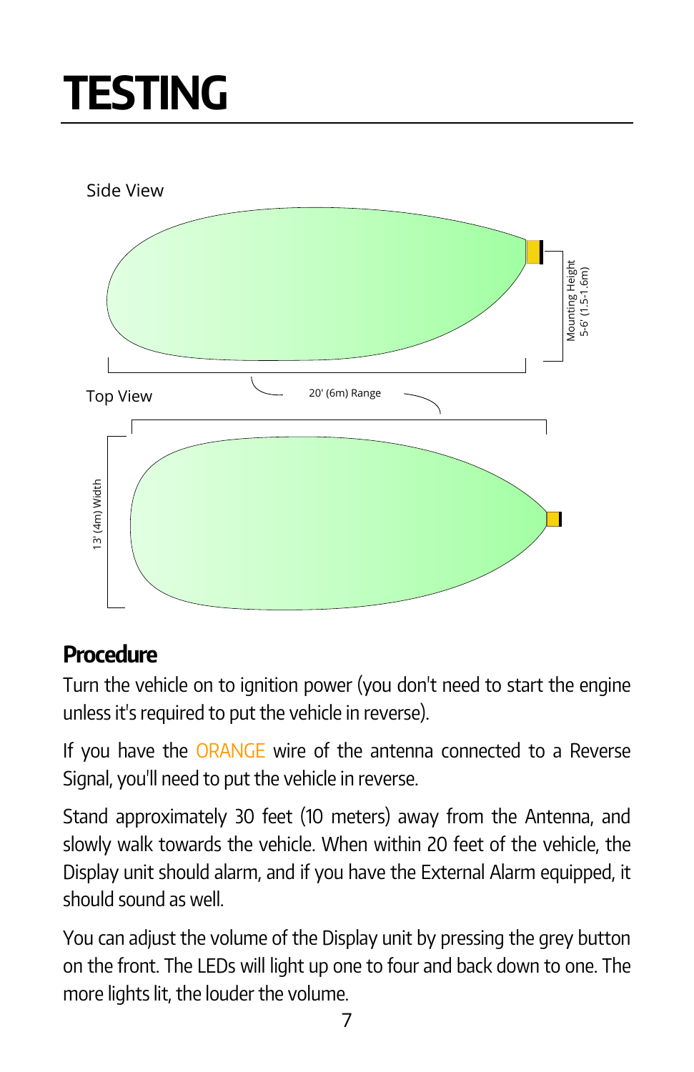# TESTING

Side View

Mounting Height 5-6' (1.5-1.6m)

20' (6m) Range

Top View

13' (4m) Width

## Procedure

Turn the vehicle on to ignition power (you don't need to start the engine unless it's required to put the vehicle in reverse).

If you have the ORANGE wire of the antenna connected to a Reverse Signal, you'll need to put the vehicle in reverse.

Stand approximately 30 feet (10 meters) away from the Antenna, and slowly walk towards the vehicle. When within 20 feet of the vehicle, the Display unit should alarm, and if you have the External Alarm equipped, it should sound as well.

You can adjust the volume of the Display unit by pressing the grey button on the front. The LEDs will light up one to four and back down to one. The more lights lit, the louder the volume.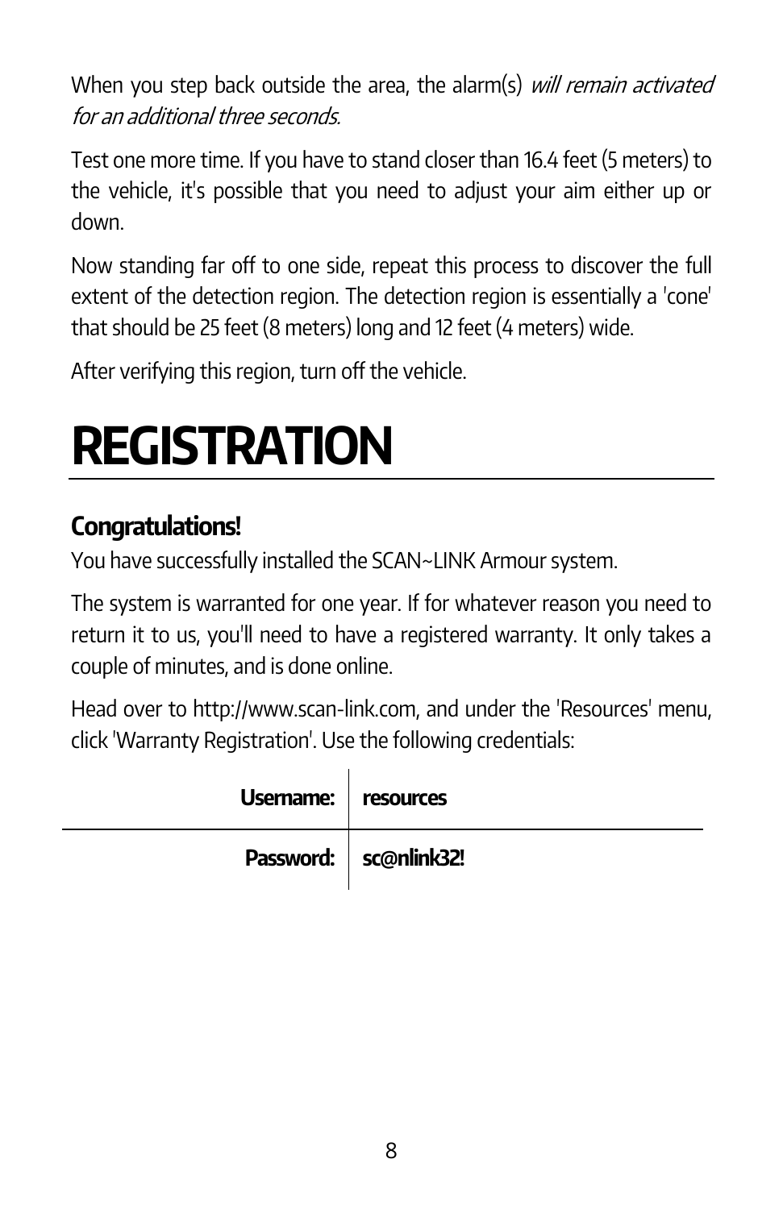When you step back outside the area, the alarm(s) *will remain activated for an additional three seconds.*

Test one more time. If you have to stand closer than 16.4 feet (5 meters) to the vehicle, it's possible that you need to adjust your aim either up or down.

Now standing far off to one side, repeat this process to discover the full extent of the detection region. The detection region is essentially a 'cone' that should be 25 feet (8 meters) long and 12 feet (4 meters) wide.

After verifying this region, turn off the vehicle.

# REGISTRATION

### Congratulations!

You have successfully installed the SCAN~LINK Armour system.

The system is warranted for one year. If for whatever reason you need to return it to us, you'll need to have a registered warranty. It only takes a couple of minutes, and is done online.

Head over to http://www.scan-link.com, and under the 'Resources' menu, click 'Warranty Registration'. Use the following credentials:

| **Username:** | **resources** |
|---:|---|
| **Password:** | **sc@nlink32!** |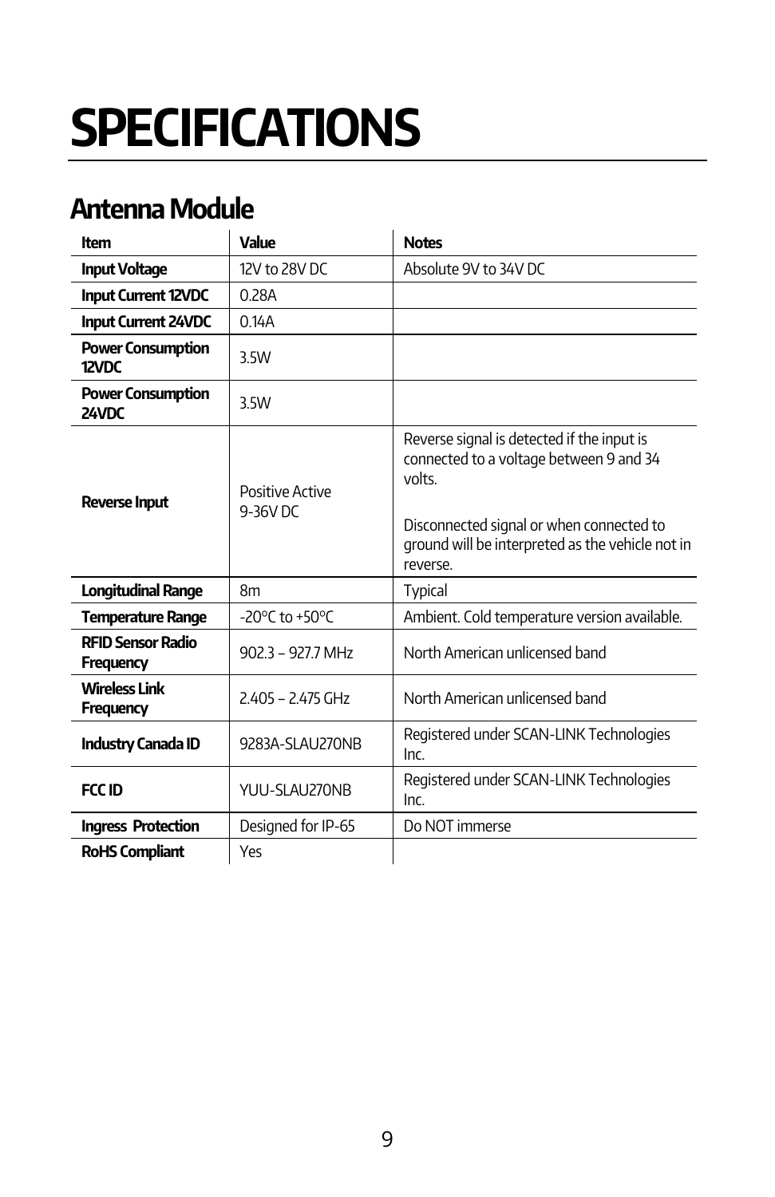# SPECIFICATIONS

## Antenna Module

| Item | Value | Notes |
|---|---|---|
| **Input Voltage** | 12V to 28V DC | Absolute 9V to 34V DC |
| **Input Current 12VDC** | 0.28A | |
| **Input Current 24VDC** | 0.14A | |
| **Power Consumption 12VDC** | 3.5W | |
| **Power Consumption 24VDC** | 3.5W | |
| **Reverse Input** | Positive Active 9-36V DC | Reverse signal is detected if the input is connected to a voltage between 9 and 34 volts.<br><br>Disconnected signal or when connected to ground will be interpreted as the vehicle not in reverse. |
| **Longitudinal Range** | 8m | Typical |
| **Temperature Range** | -20°C to +50°C | Ambient. Cold temperature version available. |
| **RFID Sensor Radio Frequency** | 902.3 – 927.7 MHz | North American unlicensed band |
| **Wireless Link Frequency** | 2.405 – 2.475 GHz | North American unlicensed band |
| **Industry Canada ID** | 9283A-SLAU270NB | Registered under SCAN-LINK Technologies Inc. |
| **FCC ID** | YUU-SLAU270NB | Registered under SCAN-LINK Technologies Inc. |
| **Ingress Protection** | Designed for IP-65 | Do NOT immerse |
| **RoHS Compliant** | Yes | |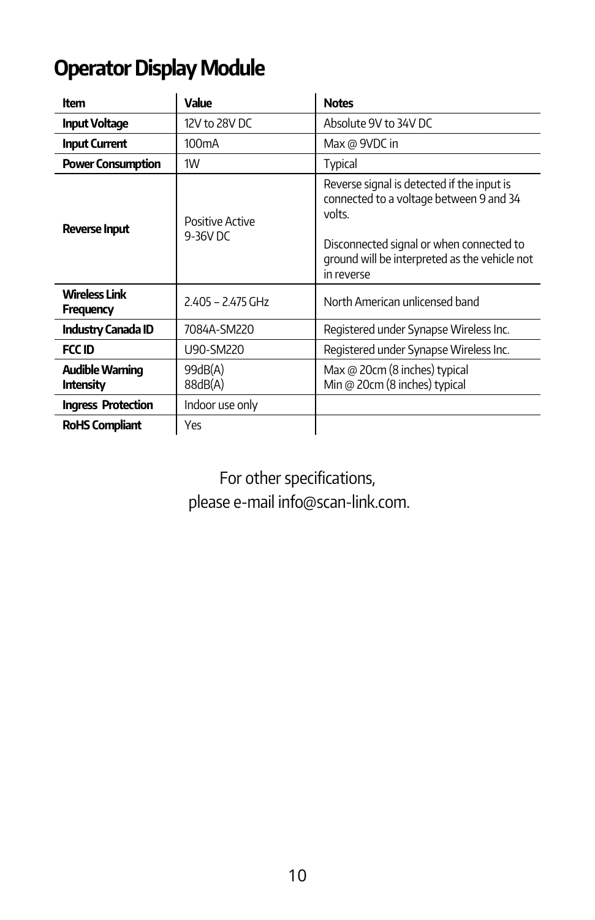# Operator Display Module

| Item | Value | Notes |
|---|---|---|
| **Input Voltage** | 12V to 28V DC | Absolute 9V to 34V DC |
| **Input Current** | 100mA | Max @ 9VDC in |
| **Power Consumption** | 1W | Typical |
| **Reverse Input** | Positive Active<br>9-36V DC | Reverse signal is detected if the input is connected to a voltage between 9 and 34 volts.<br><br>Disconnected signal or when connected to ground will be interpreted as the vehicle not in reverse |
| **Wireless Link Frequency** | 2.405 – 2.475 GHz | North American unlicensed band |
| **Industry Canada ID** | 7084A-SM220 | Registered under Synapse Wireless Inc. |
| **FCC ID** | U90-SM220 | Registered under Synapse Wireless Inc. |
| **Audible Warning Intensity** | 99dB(A)<br>88dB(A) | Max @ 20cm (8 inches) typical<br>Min @ 20cm (8 inches) typical |
| **Ingress Protection** | Indoor use only | |
| **RoHS Compliant** | Yes | |

For other specifications,
please e-mail info@scan-link.com.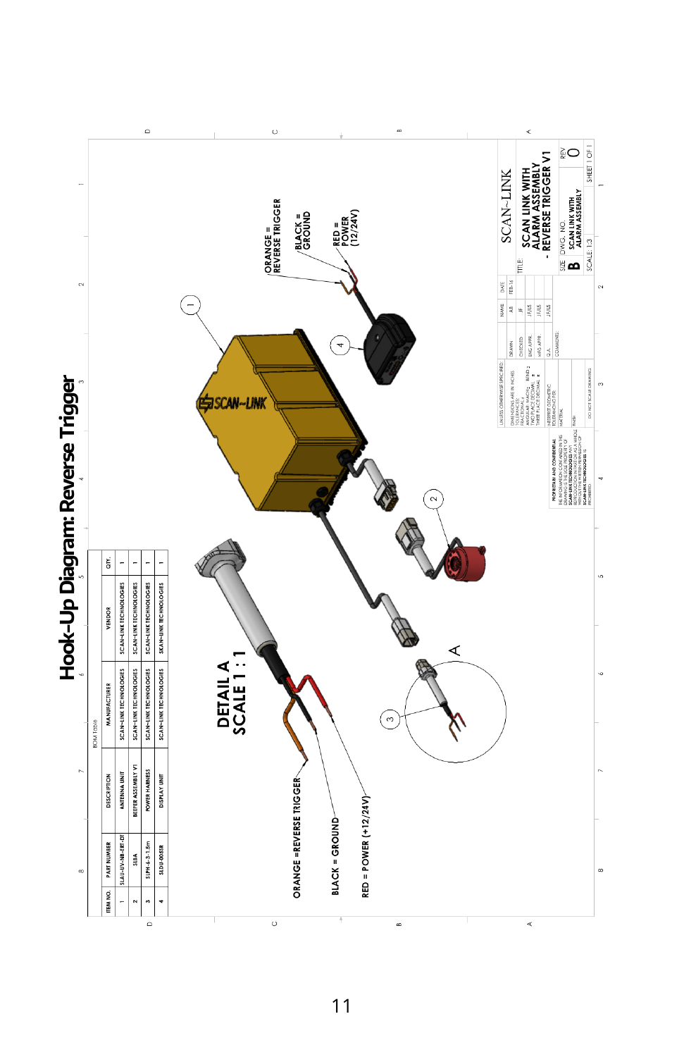# Hook-Up Diagram: Reverse Trigger

BOM Table

| ITEM NO. | PART NUMBER | DESCRIPTION | MANUFACTURER | VENDOR | QTY. |
|---|---|---|---|---|---|
| 1 | SLAU-UV-NB-ERT-DT | ANTENNA UNIT | SCAN-LINK TECHNOLOGIES | SCAN-LINK TECHNOLOGIES | 1 |
| 2 | SLBA | BEEPER ASSEMBLY V1 | SCAN-LINK TECHNOLOGIES | SCAN-LINK TECHNOLOGIES | 1 |
| 3 | SLPH-6-3-1.5m | POWER HARNESS | SCAN-LINK TECHNOLOGIES | SCAN-LINK TECHNOLOGIES | 1 |
| 4 | SLDU-005SR | DISPLAY UNIT | SCAN-LINK TECHNOLOGIES | SKAN-LINK TECHNOLOGIES | 1 |

DETAIL A
SCALE 1 : 1

ORANGE = REVERSE TRIGGER

BLACK = GROUND

RED = POWER (+12/24V)

ORANGE = REVERSE TRIGGER

BLACK = GROUND

RED = POWER (12/24V)

SCAN~LINK

TITLE: SCAN LINK WITH ALARM ASSEMBLY - REVERSE TRIGGER V1

SIZE: B DWG. NO. SCAN LINK WITH ALARM ASSEMBLY REV 0

SCALE: 1:3 SHEET 1 OF 1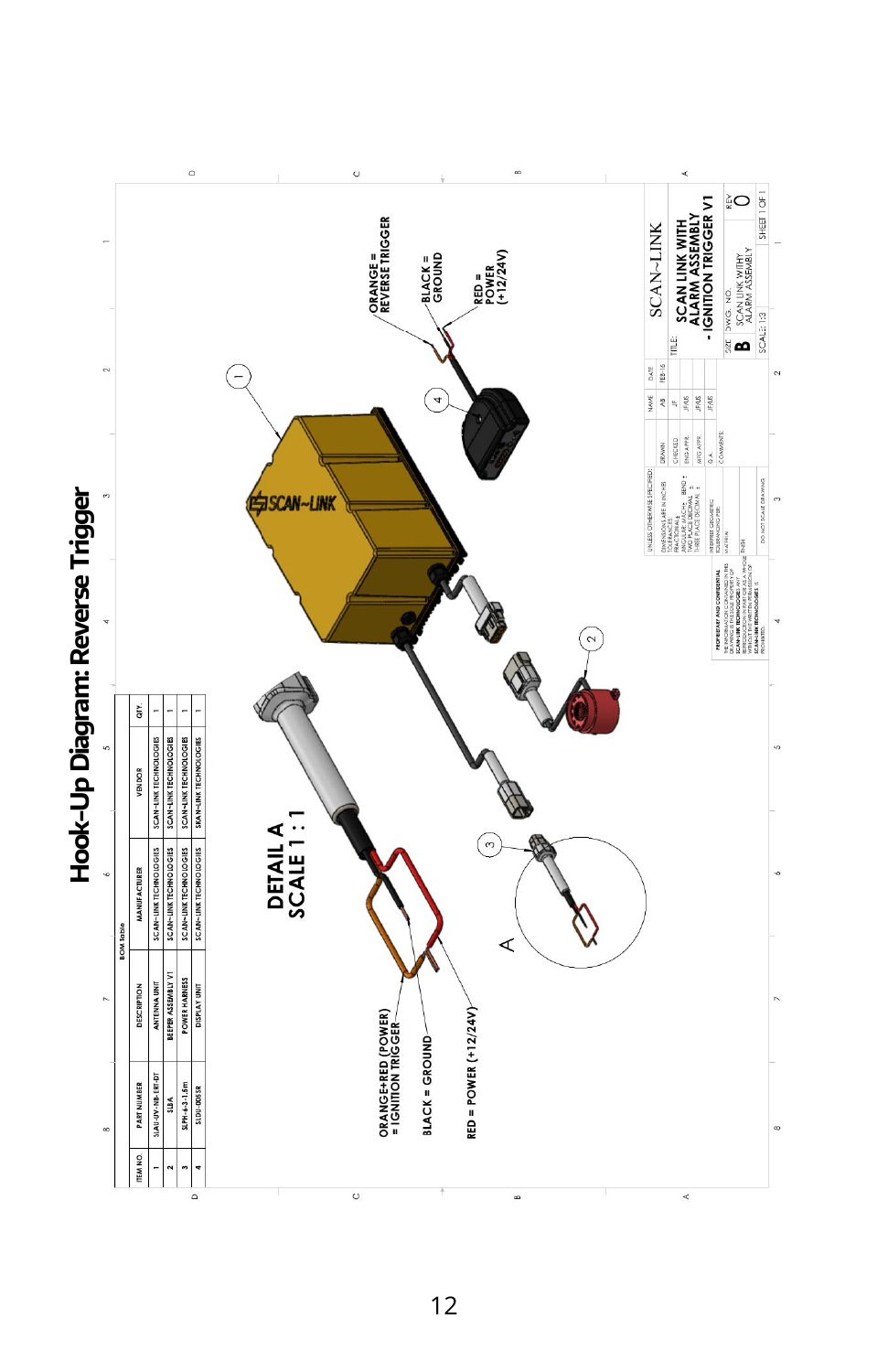# Hook-Up Diagram: Reverse Trigger

**BOM Table**

| ITEM NO. | PART NUMBER | DESCRIPTION | MANUFACTURER | VENDOR | QTY. |
|---|---|---|---|---|---|
| 1 | SLAU-UV-NB-ERI-DT | ANTENNA UNIT | SCAN-LINK TECHNOLOGIES | SCAN-LINK TECHNOLOGIES | 1 |
| 2 | SLBA | BEEPER ASSEMBLY V1 | SCAN-LINK TECHNOLOGIES | SCAN-LINK TECHNOLOGIES | 1 |
| 3 | SLPH-6-3-1.5m | POWER HARNESS | SCAN-LINK TECHNOLOGIES | SCAN-LINK TECHNOLOGIES | 1 |
| 4 | SLDU-0055R | DISPLAY UNIT | SCAN-LINK TECHNOLOGIES | SKAN-LINK TECHNOLOGIES | 1 |

ORANGE = REVERSE TRIGGER

BLACK = GROUND

RED = POWER (+12/24V)

DETAIL A
SCALE 1 : 1

ORANGE+RED (POWER) = IGNITION TRIGGER

BLACK = GROUND

RED = POWER (+12/24V)

| | NAME | DATE |
|---|---|---|
| DRAWN | AB | FEB-16 |
| CHECKED | JF | |
| ENG APPR. | JFAUS | |
| MFG APPR. | JFAUS | |
| Q.A. | JFAUS | |

TITLE: SCAN~LINK — SCAN LINK WITH ALARM ASSEMBLY - IGNITION TRIGGER V1

SIZE: B — DWG. NO.: SCAN LINK WITHY ALARM ASSEMBLY — REV: 0

SCALE: 1:3 — SHEET 1 OF 1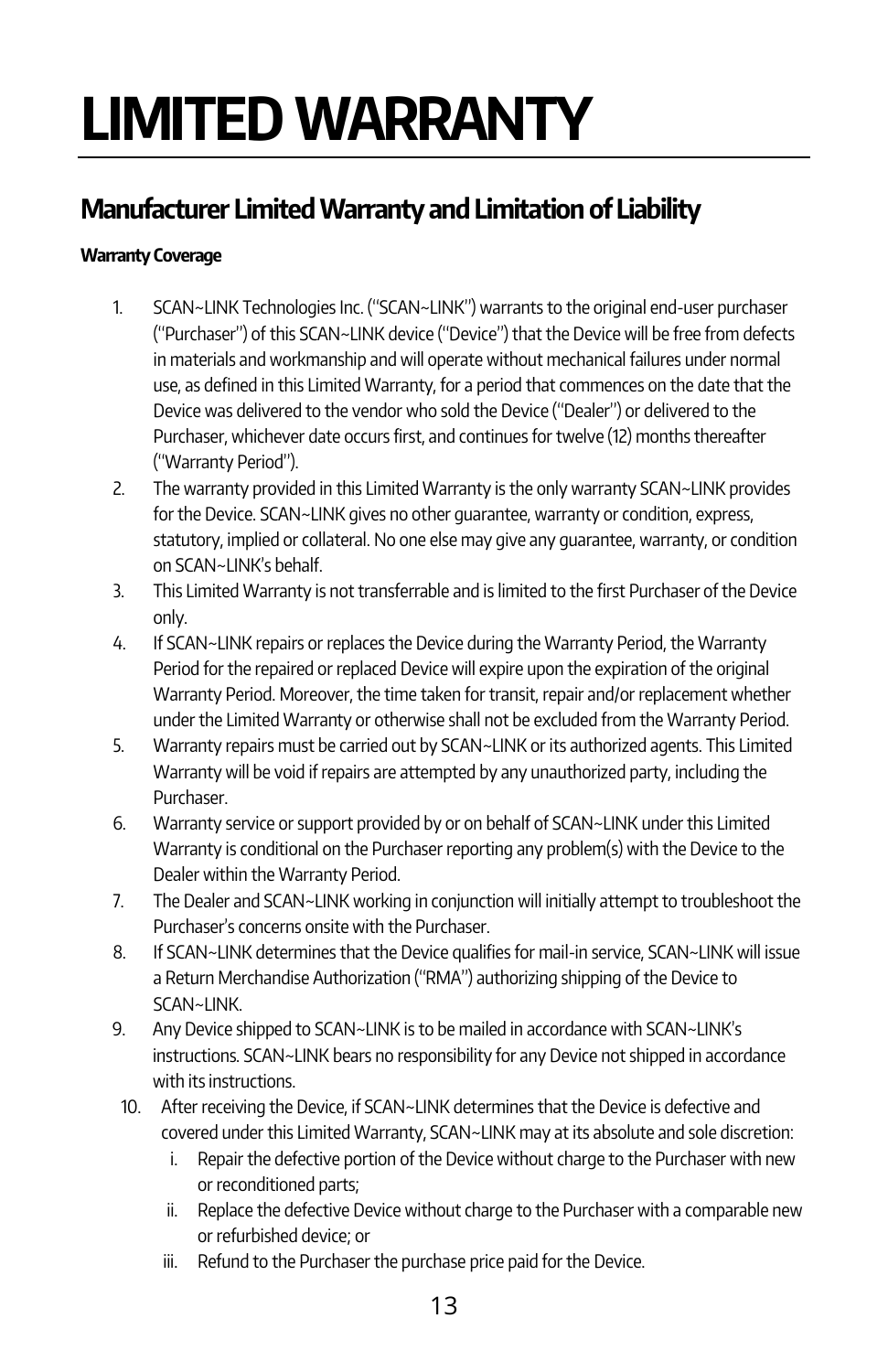# LIMITED WARRANTY

## Manufacturer Limited Warranty and Limitation of Liability

**Warranty Coverage**

1. SCAN~LINK Technologies Inc. ("SCAN~LINK") warrants to the original end-user purchaser ("Purchaser") of this SCAN~LINK device ("Device") that the Device will be free from defects in materials and workmanship and will operate without mechanical failures under normal use, as defined in this Limited Warranty, for a period that commences on the date that the Device was delivered to the vendor who sold the Device ("Dealer") or delivered to the Purchaser, whichever date occurs first, and continues for twelve (12) months thereafter ("Warranty Period").
2. The warranty provided in this Limited Warranty is the only warranty SCAN~LINK provides for the Device. SCAN~LINK gives no other guarantee, warranty or condition, express, statutory, implied or collateral. No one else may give any guarantee, warranty, or condition on SCAN~LINK's behalf.
3. This Limited Warranty is not transferrable and is limited to the first Purchaser of the Device only.
4. If SCAN~LINK repairs or replaces the Device during the Warranty Period, the Warranty Period for the repaired or replaced Device will expire upon the expiration of the original Warranty Period. Moreover, the time taken for transit, repair and/or replacement whether under the Limited Warranty or otherwise shall not be excluded from the Warranty Period.
5. Warranty repairs must be carried out by SCAN~LINK or its authorized agents. This Limited Warranty will be void if repairs are attempted by any unauthorized party, including the Purchaser.
6. Warranty service or support provided by or on behalf of SCAN~LINK under this Limited Warranty is conditional on the Purchaser reporting any problem(s) with the Device to the Dealer within the Warranty Period.
7. The Dealer and SCAN~LINK working in conjunction will initially attempt to troubleshoot the Purchaser's concerns onsite with the Purchaser.
8. If SCAN~LINK determines that the Device qualifies for mail-in service, SCAN~LINK will issue a Return Merchandise Authorization ("RMA") authorizing shipping of the Device to SCAN~LINK.
9. Any Device shipped to SCAN~LINK is to be mailed in accordance with SCAN~LINK's instructions. SCAN~LINK bears no responsibility for any Device not shipped in accordance with its instructions.
10. After receiving the Device, if SCAN~LINK determines that the Device is defective and covered under this Limited Warranty, SCAN~LINK may at its absolute and sole discretion:
    i. Repair the defective portion of the Device without charge to the Purchaser with new or reconditioned parts;
    ii. Replace the defective Device without charge to the Purchaser with a comparable new or refurbished device; or
    iii. Refund to the Purchaser the purchase price paid for the Device.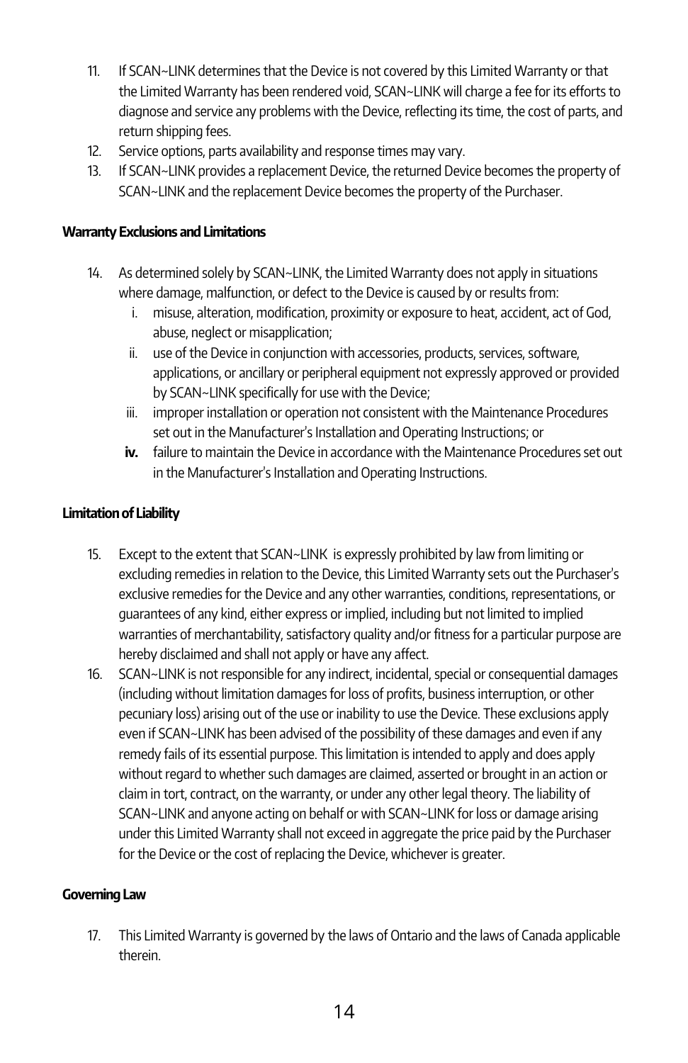11. If SCAN~LINK determines that the Device is not covered by this Limited Warranty or that the Limited Warranty has been rendered void, SCAN~LINK will charge a fee for its efforts to diagnose and service any problems with the Device, reflecting its time, the cost of parts, and return shipping fees.
12. Service options, parts availability and response times may vary.
13. If SCAN~LINK provides a replacement Device, the returned Device becomes the property of SCAN~LINK and the replacement Device becomes the property of the Purchaser.

**Warranty Exclusions and Limitations**

14. As determined solely by SCAN~LINK, the Limited Warranty does not apply in situations where damage, malfunction, or defect to the Device is caused by or results from:
    i. misuse, alteration, modification, proximity or exposure to heat, accident, act of God, abuse, neglect or misapplication;
    ii. use of the Device in conjunction with accessories, products, services, software, applications, or ancillary or peripheral equipment not expressly approved or provided by SCAN~LINK specifically for use with the Device;
    iii. improper installation or operation not consistent with the Maintenance Procedures set out in the Manufacturer's Installation and Operating Instructions; or
    **iv.** failure to maintain the Device in accordance with the Maintenance Procedures set out in the Manufacturer's Installation and Operating Instructions.

**Limitation of Liability**

15. Except to the extent that SCAN~LINK is expressly prohibited by law from limiting or excluding remedies in relation to the Device, this Limited Warranty sets out the Purchaser's exclusive remedies for the Device and any other warranties, conditions, representations, or guarantees of any kind, either express or implied, including but not limited to implied warranties of merchantability, satisfactory quality and/or fitness for a particular purpose are hereby disclaimed and shall not apply or have any affect.
16. SCAN~LINK is not responsible for any indirect, incidental, special or consequential damages (including without limitation damages for loss of profits, business interruption, or other pecuniary loss) arising out of the use or inability to use the Device. These exclusions apply even if SCAN~LINK has been advised of the possibility of these damages and even if any remedy fails of its essential purpose. This limitation is intended to apply and does apply without regard to whether such damages are claimed, asserted or brought in an action or claim in tort, contract, on the warranty, or under any other legal theory. The liability of SCAN~LINK and anyone acting on behalf or with SCAN~LINK for loss or damage arising under this Limited Warranty shall not exceed in aggregate the price paid by the Purchaser for the Device or the cost of replacing the Device, whichever is greater.

**Governing Law**

17. This Limited Warranty is governed by the laws of Ontario and the laws of Canada applicable therein.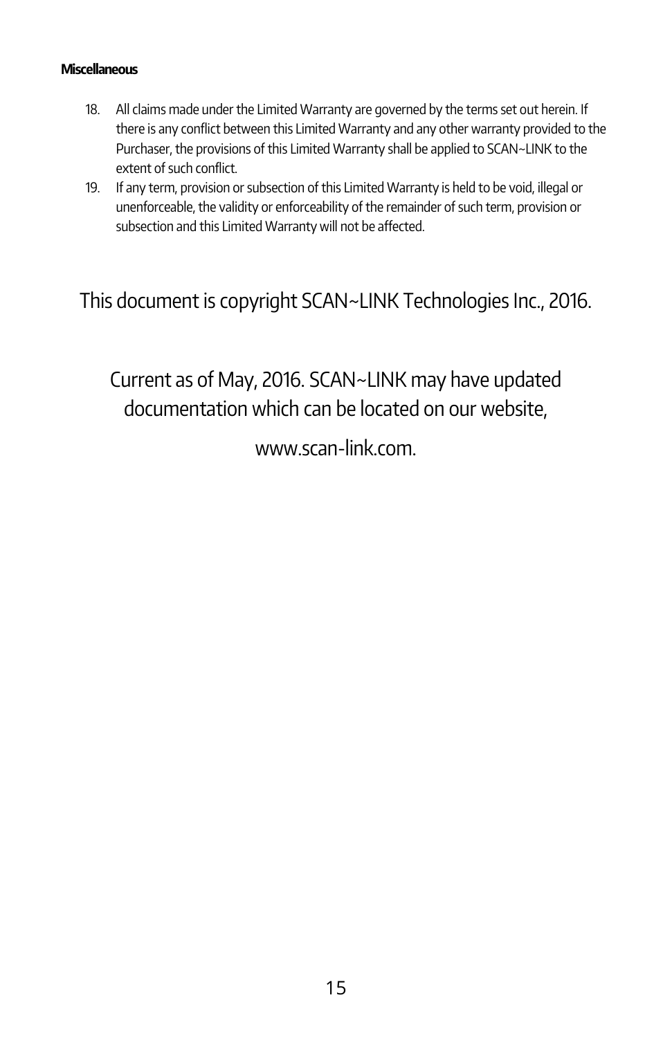**Miscellaneous**

18. All claims made under the Limited Warranty are governed by the terms set out herein. If there is any conflict between this Limited Warranty and any other warranty provided to the Purchaser, the provisions of this Limited Warranty shall be applied to SCAN~LINK to the extent of such conflict.
19. If any term, provision or subsection of this Limited Warranty is held to be void, illegal or unenforceable, the validity or enforceability of the remainder of such term, provision or subsection and this Limited Warranty will not be affected.

This document is copyright SCAN~LINK Technologies Inc., 2016.

Current as of May, 2016. SCAN~LINK may have updated documentation which can be located on our website,

www.scan-link.com.